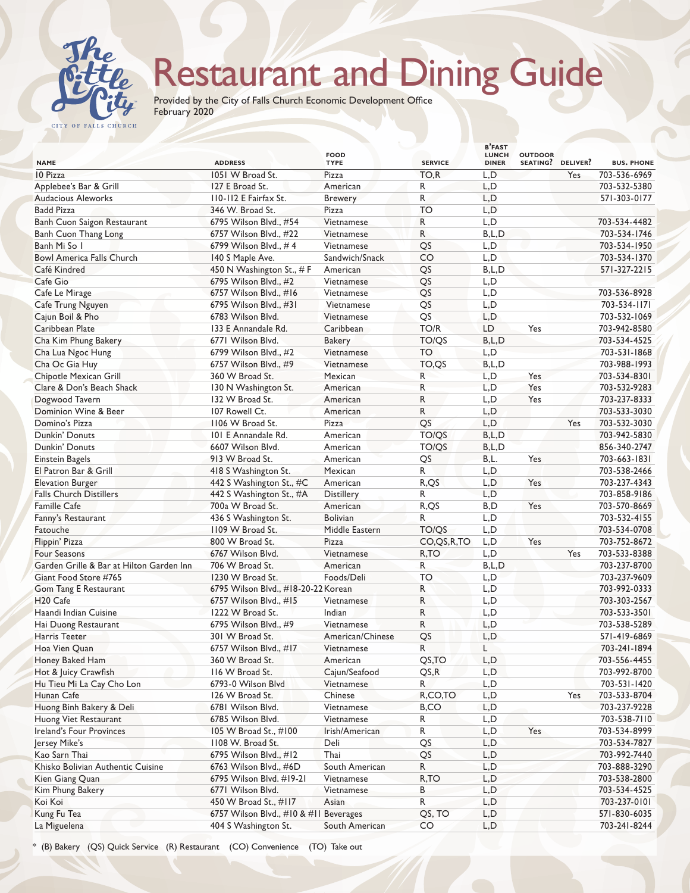# Restaurant and Dining Guide

Provided by the City of Falls Church Economic Development Office
February 2020

| NAME | ADDRESS | FOOD TYPE | SERVICE | B'FAST LUNCH DINER | OUTDOOR SEATING? | DELIVER? | BUS. PHONE |
|---|---|---|---|---|---|---|---|
| 10 Pizza | 1051 W Broad St. | Pizza | TO,R | L,D | | Yes | 703-536-6969 |
| Applebee's Bar & Grill | 127 E Broad St. | American | R | L,D | | | 703-532-5380 |
| Audacious Aleworks | 110-112 E Fairfax St. | Brewery | R | L,D | | | 571-303-0177 |
| Badd Pizza | 346 W. Broad St. | Pizza | TO | L,D | | | |
| Banh Cuon Saigon Restaurant | 6795 Wilson Blvd., #54 | Vietnamese | R | L,D | | | 703-534-4482 |
| Banh Cuon Thang Long | 6757 Wilson Blvd., #22 | Vietnamese | R | B,L,D | | | 703-534-1746 |
| Banh Mi So 1 | 6799 Wilson Blvd., # 4 | Vietnamese | QS | L,D | | | 703-534-1950 |
| Bowl America Falls Church | 140 S Maple Ave. | Sandwich/Snack | CO | L,D | | | 703-534-1370 |
| Café Kindred | 450 N Washington St., # F | American | QS | B,L,D | | | 571-327-2215 |
| Cafe Gio | 6795 Wilson Blvd., #2 | Vietnamese | QS | L,D | | | |
| Cafe Le Mirage | 6757 Wilson Blvd., #16 | Vietnamese | QS | L,D | | | 703-536-8928 |
| Cafe Trung Nguyen | 6795 Wilson Blvd., #31 | Vietnamese | QS | L,D | | | 703-534-1171 |
| Cajun Boil & Pho | 6783 Wilson Blvd. | Vietnamese | QS | L,D | | | 703-532-1069 |
| Caribbean Plate | 133 E Annandale Rd. | Caribbean | TO/R | LD | Yes | | 703-942-8580 |
| Cha Kim Phung Bakery | 6771 Wilson Blvd. | Bakery | TO/QS | B,L,D | | | 703-534-4525 |
| Cha Lua Ngoc Hung | 6799 Wilson Blvd., #2 | Vietnamese | TO | L,D | | | 703-531-1868 |
| Cha Oc Gia Huy | 6757 Wilson Blvd., #9 | Vietnamese | TO,QS | B,L,D | | | 703-988-1993 |
| Chipotle Mexican Grill | 360 W Broad St. | Mexican | R | L,D | Yes | | 703-534-8301 |
| Clare & Don's Beach Shack | 130 N Washington St. | American | R | L,D | Yes | | 703-532-9283 |
| Dogwood Tavern | 132 W Broad St. | American | R | L,D | Yes | | 703-237-8333 |
| Dominion Wine & Beer | 107 Rowell Ct. | American | R | L,D | | | 703-533-3030 |
| Domino's Pizza | 1106 W Broad St. | Pizza | QS | L,D | | Yes | 703-532-3030 |
| Dunkin' Donuts | 101 E Annandale Rd. | American | TO/QS | B,L,D | | | 703-942-5830 |
| Dunkin' Donuts | 6607 Wilson Blvd. | American | TO/QS | B,L,D | | | 856-340-2747 |
| Einstein Bagels | 913 W Broad St. | American | QS | B,L. | Yes | | 703-663-1831 |
| El Patron Bar & Grill | 418 S Washington St. | Mexican | R | L,D | | | 703-538-2466 |
| Elevation Burger | 442 S Washington St., #C | American | R,QS | L,D | Yes | | 703-237-4343 |
| Falls Church Distillers | 442 S Washington St., #A | Distillery | R | L,D | | | 703-858-9186 |
| Famille Cafe | 700a W Broad St. | American | R,QS | B,D | Yes | | 703-570-8669 |
| Fanny's Restaurant | 436 S Washington St. | Bolivian | R | L,D | | | 703-532-4155 |
| Fatouche | 1109 W Broad St. | Middle Eastern | TO/QS | L,D | | | 703-534-0708 |
| Flippin' Pizza | 800 W Broad St. | Pizza | CO,QS,R,TO | L,D | Yes | | 703-752-8672 |
| Four Seasons | 6767 Wilson Blvd. | Vietnamese | R,TO | L,D | | Yes | 703-533-8388 |
| Garden Grille & Bar at Hilton Garden Inn | 706 W Broad St. | American | R | B,L,D | | | 703-237-8700 |
| Giant Food Store #765 | 1230 W Broad St. | Foods/Deli | TO | L,D | | | 703-237-9609 |
| Gom Tang E Restaurant | 6795 Wilson Blvd., #18-20-22 | Korean | R | L,D | | | 703-992-0333 |
| H20 Cafe | 6757 Wilson Blvd., #15 | Vietnamese | R | L,D | | | 703-303-2567 |
| Haandi Indian Cuisine | 1222 W Broad St. | Indian | R | L,D | | | 703-533-3501 |
| Hai Duong Restaurant | 6795 Wilson Blvd., #9 | Vietnamese | R | L,D | | | 703-538-5289 |
| Harris Teeter | 301 W Broad St. | American/Chinese | QS | L,D | | | 571-419-6869 |
| Hoa Vien Quan | 6757 Wilson Blvd., #17 | Vietnamese | R | L | | | 703-241-1894 |
| Honey Baked Ham | 360 W Broad St. | American | QS,TO | L,D | | | 703-556-4455 |
| Hot & Juicy Crawfish | 116 W Broad St. | Cajun/Seafood | QS,R | L,D | | | 703-992-8700 |
| Hu Tieu Mi La Cay Cho Lon | 6793-0 Wilson Blvd | Vietnamese | R | L,D | | | 703-531-1420 |
| Hunan Cafe | 126 W Broad St. | Chinese | R,CO,TO | L,D | | Yes | 703-533-8704 |
| Huong Binh Bakery & Deli | 6781 Wilson Blvd. | Vietnamese | B,CO | L,D | | | 703-237-9228 |
| Huong Viet Restaurant | 6785 Wilson Blvd. | Vietnamese | R | L,D | | | 703-538-7110 |
| Ireland's Four Provinces | 105 W Broad St., #100 | Irish/American | R | L,D | Yes | | 703-534-8999 |
| Jersey Mike's | 1108 W. Broad St. | Deli | QS | L,D | | | 703-534-7827 |
| Kao Sarn Thai | 6795 Wilson Blvd., #12 | Thai | QS | L,D | | | 703-992-7440 |
| Khisko Bolivian Authentic Cuisine | 6763 Wilson Blvd., #6D | South American | R | L,D | | | 703-888-3290 |
| Kien Giang Quan | 6795 Wilson Blvd. #19-21 | Vietnamese | R,TO | L,D | | | 703-538-2800 |
| Kim Phung Bakery | 6771 Wilson Blvd. | Vietnamese | B | L,D | | | 703-534-4525 |
| Koi Koi | 450 W Broad St., #117 | Asian | R | L,D | | | 703-237-0101 |
| Kung Fu Tea | 6757 Wilson Blvd., #10 & #11 | Beverages | QS, TO | L,D | | | 571-830-6035 |
| La Miguelena | 404 S Washington St. | South American | CO | L,D | | | 703-241-8244 |

* (B) Bakery (QS) Quick Service (R) Restaurant (CO) Convenience (TO) Take out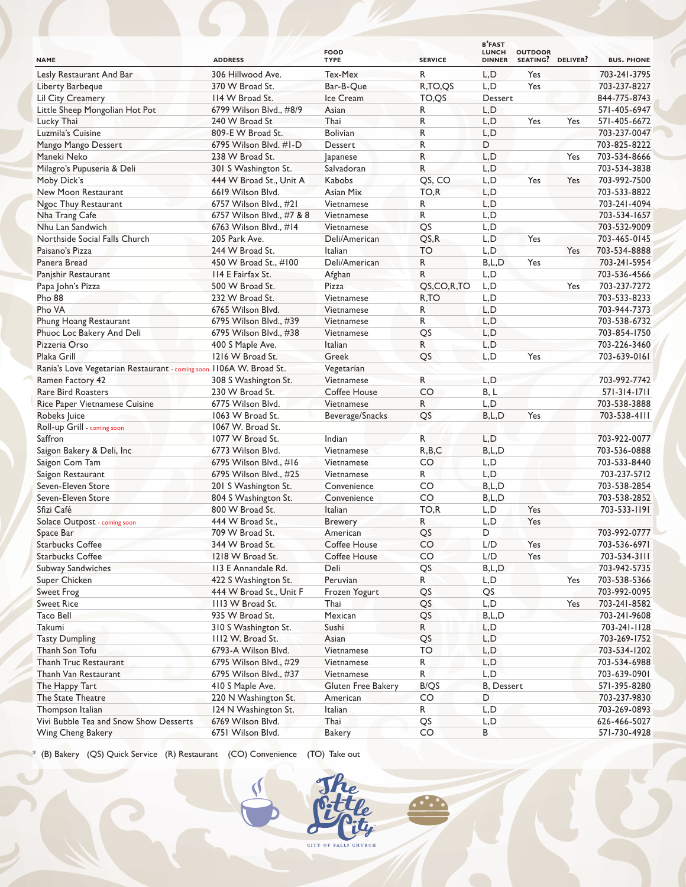| NAME | ADDRESS | FOOD TYPE | SERVICE | B'FAST LUNCH DINNER | OUTDOOR SEATING? | DELIVER? | BUS. PHONE |
|---|---|---|---|---|---|---|---|
| Lesly Restaurant And Bar | 306 Hillwood Ave. | Tex-Mex | R | L,D | Yes | | 703-241-3795 |
| Liberty Barbeque | 370 W Broad St. | Bar-B-Que | R,TO,QS | L,D | Yes | | 703-237-8227 |
| Lil City Creamery | 114 W Broad St. | Ice Cream | TO,QS | Dessert | | | 844-775-8743 |
| Little Sheep Mongolian Hot Pot | 6799 Wilson Blvd., #8/9 | Asian | R | L,D | | | 571-405-6947 |
| Lucky Thai | 240 W Broad St | Thai | R | L,D | Yes | Yes | 571-405-6672 |
| Luzmila's Cuisine | 809-E W Broad St. | Bolivian | R | L,D | | | 703-237-0047 |
| Mango Mango Dessert | 6795 Wilson Blvd. #1-D | Dessert | R | D | | | 703-825-8222 |
| Maneki Neko | 238 W Broad St. | Japanese | R | L,D | | Yes | 703-534-8666 |
| Milagro's Pupuseria & Deli | 301 S Washington St. | Salvadoran | R | L,D | | | 703-534-3838 |
| Moby Dick's | 444 W Broad St., Unit A | Kabobs | QS, CO | L,D | Yes | Yes | 703-992-7500 |
| New Moon Restaurant | 6619 Wilson Blvd. | Asian Mix | TO,R | L,D | | | 703-533-8822 |
| Ngoc Thuy Restaurant | 6757 Wilson Blvd., #21 | Vietnamese | R | L,D | | | 703-241-4094 |
| Nha Trang Cafe | 6757 Wilson Blvd., #7 & 8 | Vietnamese | R | L,D | | | 703-534-1657 |
| Nhu Lan Sandwich | 6763 Wilson Blvd., #14 | Vietnamese | QS | L,D | | | 703-532-9009 |
| Northside Social Falls Church | 205 Park Ave. | Deli/American | QS,R | L,D | Yes | | 703-465-0145 |
| Paisano's Pizza | 244 W Broad St. | Italian | TO | L,D | | Yes | 703-534-8888 |
| Panera Bread | 450 W Broad St., #100 | Deli/American | R | B,L,D | Yes | | 703-241-5954 |
| Panjshir Restaurant | 114 E Fairfax St. | Afghan | R | L,D | | | 703-536-4566 |
| Papa John's Pizza | 500 W Broad St. | Pizza | QS,CO,R,TO | L,D | | Yes | 703-237-7272 |
| Pho 88 | 232 W Broad St. | Vietnamese | R,TO | L,D | | | 703-533-8233 |
| Pho VA | 6765 Wilson Blvd. | Vietnamese | R | L,D | | | 703-944-7373 |
| Phung Hoang Restaurant | 6795 Wilson Blvd., #39 | Vietnamese | R | L,D | | | 703-538-6732 |
| Phuoc Loc Bakery And Deli | 6795 Wilson Blvd., #38 | Vietnamese | QS | L,D | | | 703-854-1750 |
| Pizzeria Orso | 400 S Maple Ave. | Italian | R | L,D | | | 703-226-3460 |
| Plaka Grill | 1216 W Broad St. | Greek | QS | L,D | Yes | | 703-639-0161 |
| Rania's Love Vegetarian Restaurant - coming soon | 1106A W. Broad St. | Vegetarian | | | | | |
| Ramen Factory 42 | 308 S Washington St. | Vietnamese | R | L,D | | | 703-992-7742 |
| Rare Bird Roasters | 230 W Broad St. | Coffee House | CO | B, L | | | 571-314-1711 |
| Rice Paper Vietnamese Cuisine | 6775 Wilson Blvd. | Vietnamese | R | L,D | | | 703-538-3888 |
| Robeks Juice | 1063 W Broad St. | Beverage/Snacks | QS | B,L,D | Yes | | 703-538-4111 |
| Roll-up Grill - coming soon | 1067 W. Broad St. | | | | | | |
| Saffron | 1077 W Broad St. | Indian | R | L,D | | | 703-922-0077 |
| Saigon Bakery & Deli, Inc | 6773 Wilson Blvd. | Vietnamese | R,B,C | B,L,D | | | 703-536-0888 |
| Saigon Com Tam | 6795 Wilson Blvd., #16 | Vietnamese | CO | L,D | | | 703-533-8440 |
| Saigon Restaurant | 6795 Wilson Blvd., #25 | Vietnamese | R | L,D | | | 703-237-5712 |
| Seven-Eleven Store | 201 S Washington St. | Convenience | CO | B,L,D | | | 703-538-2854 |
| Seven-Eleven Store | 804 S Washington St. | Convenience | CO | B,L,D | | | 703-538-2852 |
| Sfizi Café | 800 W Broad St. | Italian | TO,R | L,D | Yes | | 703-533-1191 |
| Solace Outpost - coming soon | 444 W Broad St., | Brewery | R | L,D | Yes | | |
| Space Bar | 709 W Broad St. | American | QS | D | | | 703-992-0777 |
| Starbucks Coffee | 344 W Broad St. | Coffee House | CO | L/D | Yes | | 703-536-6971 |
| Starbucks Coffee | 1218 W Broad St. | Coffee House | CO | L/D | Yes | | 703-534-3111 |
| Subway Sandwiches | 113 E Annandale Rd. | Deli | QS | B,L,D | | | 703-942-5735 |
| Super Chicken | 422 S Washington St. | Peruvian | R | L,D | | Yes | 703-538-5366 |
| Sweet Frog | 444 W Broad St., Unit F | Frozen Yogurt | QS | QS | | | 703-992-0095 |
| Sweet Rice | 1113 W Broad St. | Thai | QS | L,D | | Yes | 703-241-8582 |
| Taco Bell | 935 W Broad St. | Mexican | QS | B,L,D | | | 703-241-9608 |
| Takumi | 310 S Washington St. | Sushi | R | L,D | | | 703-241-1128 |
| Tasty Dumpling | 1112 W. Broad St. | Asian | QS | L,D | | | 703-269-1752 |
| Thanh Son Tofu | 6793-A Wilson Blvd. | Vietnamese | TO | L,D | | | 703-534-1202 |
| Thanh Truc Restaurant | 6795 Wilson Blvd., #29 | Vietnamese | R | L,D | | | 703-534-6988 |
| Thanh Van Restaurant | 6795 Wilson Blvd., #37 | Vietnamese | R | L,D | | | 703-639-0901 |
| The Happy Tart | 410 S Maple Ave. | Gluten Free Bakery | B/QS | B, Dessert | | | 571-395-8280 |
| The State Theatre | 220 N Washington St. | American | CO | D | | | 703-237-9830 |
| Thompson Italian | 124 N Washington St. | Italian | R | L,D | | | 703-269-0893 |
| Vivi Bubble Tea and Snow Show Desserts | 6769 Wilson Blvd. | Thai | QS | L,D | | | 626-466-5027 |
| Wing Cheng Bakery | 6751 Wilson Blvd. | Bakery | CO | B | | | 571-730-4928 |

* (B) Bakery (QS) Quick Service (R) Restaurant (CO) Convenience (TO) Take out

The Little City

CITY OF FALLS CHURCH